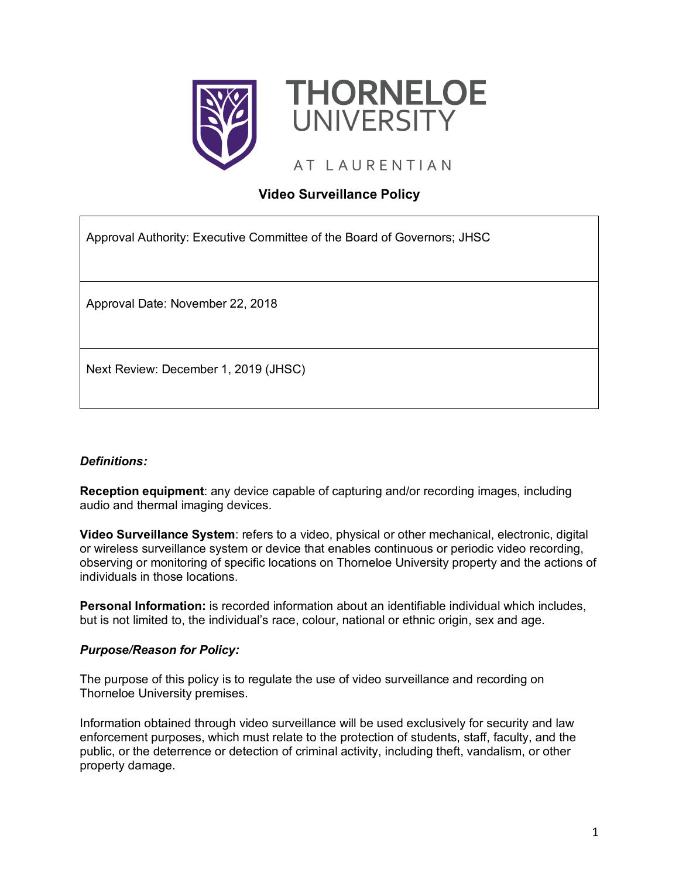THORNELOE UNIVERSITY

AT LAURENTIAN

# Video Surveillance Policy

| Approval Authority: Executive Committee of the Board of Governors; JHSC |
| --- |
| Approval Date: November 22, 2018 |
| Next Review: December 1, 2019 (JHSC) |

***Definitions:***

**Reception equipment**: any device capable of capturing and/or recording images, including audio and thermal imaging devices.

**Video Surveillance System**: refers to a video, physical or other mechanical, electronic, digital or wireless surveillance system or device that enables continuous or periodic video recording, observing or monitoring of specific locations on Thorneloe University property and the actions of individuals in those locations.

**Personal Information:** is recorded information about an identifiable individual which includes, but is not limited to, the individual's race, colour, national or ethnic origin, sex and age.

***Purpose/Reason for Policy:***

The purpose of this policy is to regulate the use of video surveillance and recording on Thorneloe University premises.

Information obtained through video surveillance will be used exclusively for security and law enforcement purposes, which must relate to the protection of students, staff, faculty, and the public, or the deterrence or detection of criminal activity, including theft, vandalism, or other property damage.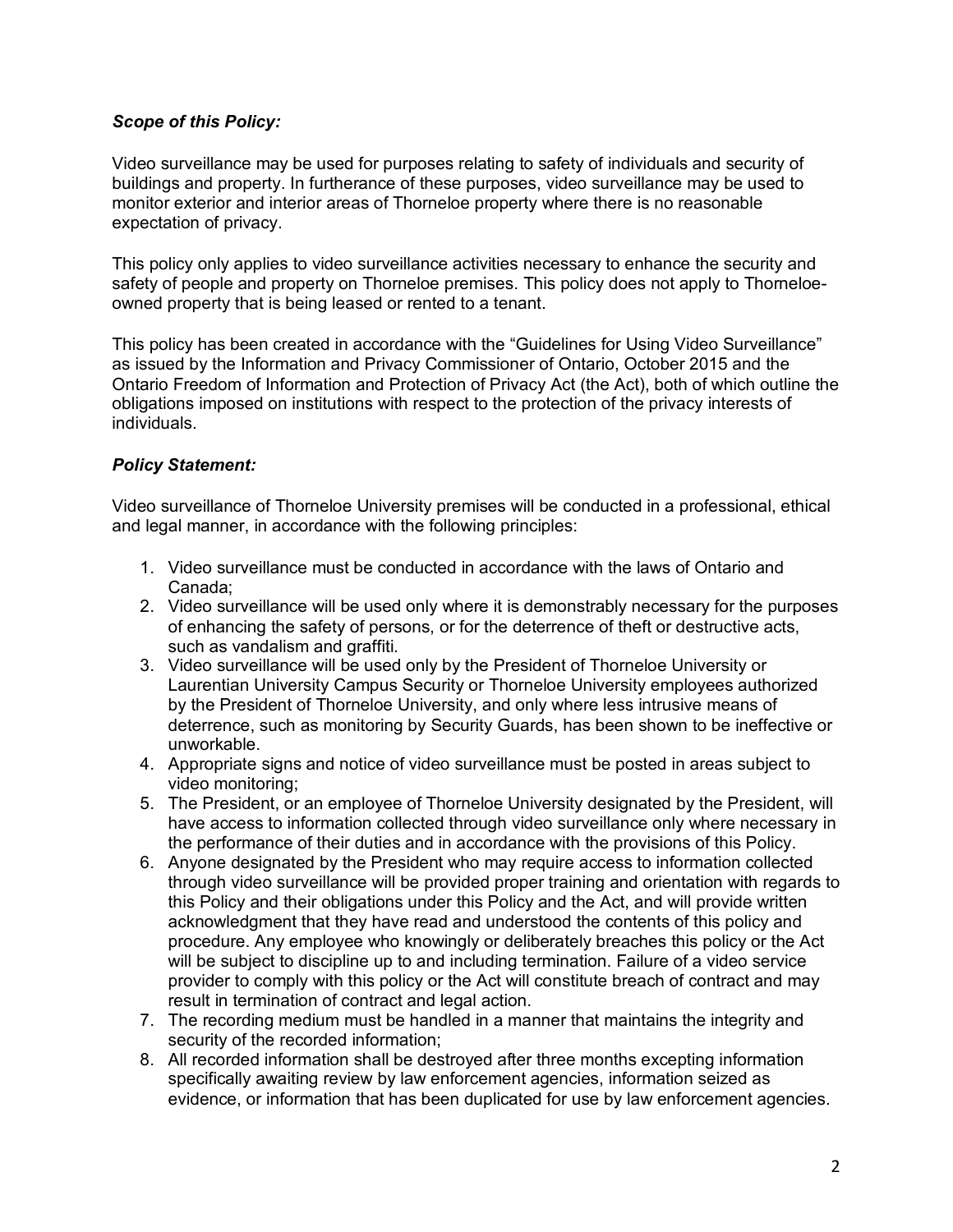### *Scope of this Policy:*

Video surveillance may be used for purposes relating to safety of individuals and security of buildings and property. In furtherance of these purposes, video surveillance may be used to monitor exterior and interior areas of Thorneloe property where there is no reasonable expectation of privacy.

This policy only applies to video surveillance activities necessary to enhance the security and safety of people and property on Thorneloe premises. This policy does not apply to Thorneloe-owned property that is being leased or rented to a tenant.

This policy has been created in accordance with the "Guidelines for Using Video Surveillance" as issued by the Information and Privacy Commissioner of Ontario, October 2015 and the Ontario Freedom of Information and Protection of Privacy Act (the Act), both of which outline the obligations imposed on institutions with respect to the protection of the privacy interests of individuals.

### *Policy Statement:*

Video surveillance of Thorneloe University premises will be conducted in a professional, ethical and legal manner, in accordance with the following principles:

1. Video surveillance must be conducted in accordance with the laws of Ontario and Canada;
2. Video surveillance will be used only where it is demonstrably necessary for the purposes of enhancing the safety of persons, or for the deterrence of theft or destructive acts, such as vandalism and graffiti.
3. Video surveillance will be used only by the President of Thorneloe University or Laurentian University Campus Security or Thorneloe University employees authorized by the President of Thorneloe University, and only where less intrusive means of deterrence, such as monitoring by Security Guards, has been shown to be ineffective or unworkable.
4. Appropriate signs and notice of video surveillance must be posted in areas subject to video monitoring;
5. The President, or an employee of Thorneloe University designated by the President, will have access to information collected through video surveillance only where necessary in the performance of their duties and in accordance with the provisions of this Policy.
6. Anyone designated by the President who may require access to information collected through video surveillance will be provided proper training and orientation with regards to this Policy and their obligations under this Policy and the Act, and will provide written acknowledgment that they have read and understood the contents of this policy and procedure. Any employee who knowingly or deliberately breaches this policy or the Act will be subject to discipline up to and including termination. Failure of a video service provider to comply with this policy or the Act will constitute breach of contract and may result in termination of contract and legal action.
7. The recording medium must be handled in a manner that maintains the integrity and security of the recorded information;
8. All recorded information shall be destroyed after three months excepting information specifically awaiting review by law enforcement agencies, information seized as evidence, or information that has been duplicated for use by law enforcement agencies.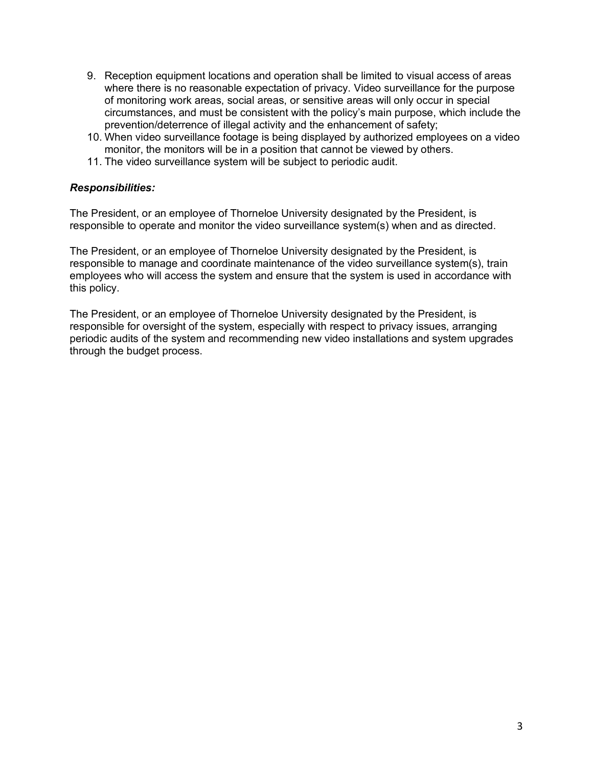9. Reception equipment locations and operation shall be limited to visual access of areas where there is no reasonable expectation of privacy. Video surveillance for the purpose of monitoring work areas, social areas, or sensitive areas will only occur in special circumstances, and must be consistent with the policy's main purpose, which include the prevention/deterrence of illegal activity and the enhancement of safety;
10. When video surveillance footage is being displayed by authorized employees on a video monitor, the monitors will be in a position that cannot be viewed by others.
11. The video surveillance system will be subject to periodic audit.

***Responsibilities:***

The President, or an employee of Thorneloe University designated by the President, is responsible to operate and monitor the video surveillance system(s) when and as directed.

The President, or an employee of Thorneloe University designated by the President, is responsible to manage and coordinate maintenance of the video surveillance system(s), train employees who will access the system and ensure that the system is used in accordance with this policy.

The President, or an employee of Thorneloe University designated by the President, is responsible for oversight of the system, especially with respect to privacy issues, arranging periodic audits of the system and recommending new video installations and system upgrades through the budget process.